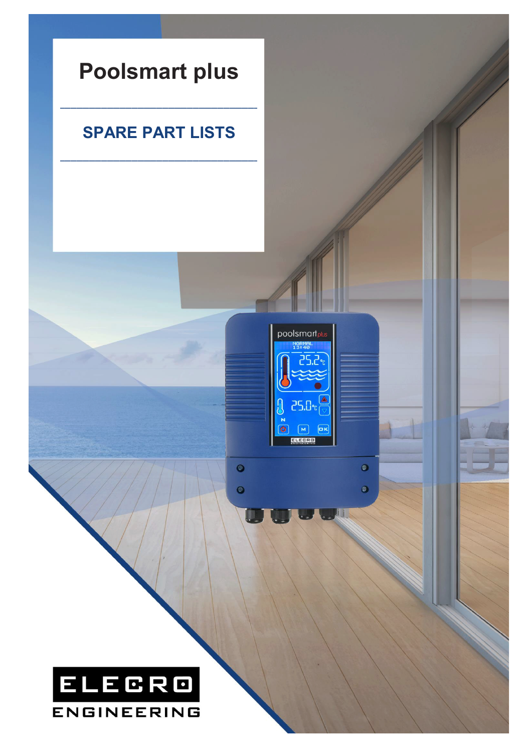# Poolsmart plus

## SPARE PART LISTS

ELECRO ENGINEERING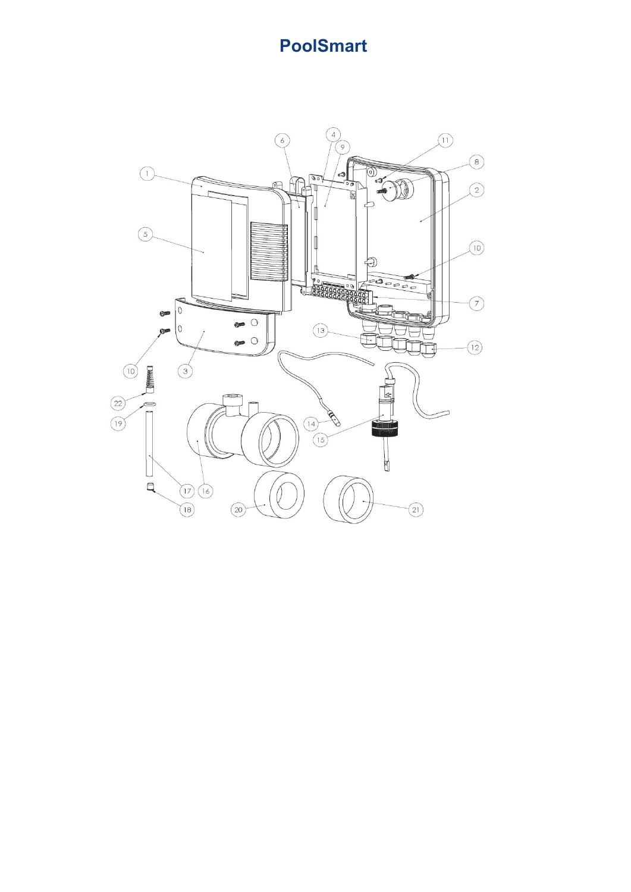# PoolSmart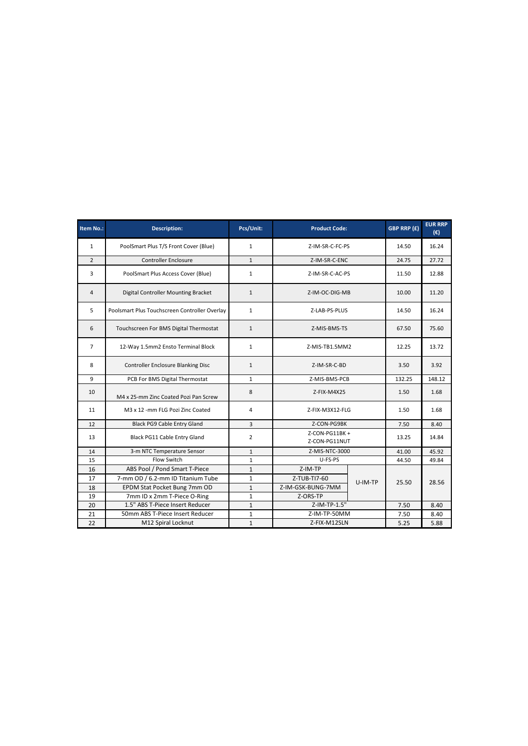| Item No.: | Description: | Pcs/Unit: | Product Code: | | GBP RRP (£) | EUR RRP (€) |
|---|---|---|---|---|---|---|
| 1 | PoolSmart Plus T/S Front Cover (Blue) | 1 | Z-IM-SR-C-FC-PS | | 14.50 | 16.24 |
| 2 | Controller Enclosure | 1 | Z-IM-SR-C-ENC | | 24.75 | 27.72 |
| 3 | PoolSmart Plus Access Cover (Blue) | 1 | Z-IM-SR-C-AC-PS | | 11.50 | 12.88 |
| 4 | Digital Controller Mounting Bracket | 1 | Z-IM-OC-DIG-MB | | 10.00 | 11.20 |
| 5 | Poolsmart Plus Touchscreen Controller Overlay | 1 | Z-LAB-PS-PLUS | | 14.50 | 16.24 |
| 6 | Touchscreen For BMS Digital Thermostat | 1 | Z-MIS-BMS-TS | | 67.50 | 75.60 |
| 7 | 12-Way 1.5mm2 Ensto Terminal Block | 1 | Z-MIS-TB1.5MM2 | | 12.25 | 13.72 |
| 8 | Controller Enclosure Blanking Disc | 1 | Z-IM-SR-C-BD | | 3.50 | 3.92 |
| 9 | PCB For BMS Digital Thermostat | 1 | Z-MIS-BMS-PCB | | 132.25 | 148.12 |
| 10 | M4 x 25-mm Zinc Coated Pozi Pan Screw | 8 | Z-FIX-M4X25 | | 1.50 | 1.68 |
| 11 | M3 x 12 -mm FLG Pozi Zinc Coated | 4 | Z-FIX-M3X12-FLG | | 1.50 | 1.68 |
| 12 | Black PG9 Cable Entry Gland | 3 | Z-CON-PG9BK | | 7.50 | 8.40 |
| 13 | Black PG11 Cable Entry Gland | 2 | Z-CON-PG11BK + Z-CON-PG11NUT | | 13.25 | 14.84 |
| 14 | 3-m NTC Temperature Sensor | 1 | Z-MIS-NTC-3000 | | 41.00 | 45.92 |
| 15 | Flow Switch | 1 | U-FS-PS | | 44.50 | 49.84 |
| 16 | ABS Pool / Pond Smart T-Piece | 1 | Z-IM-TP | U-IM-TP | 25.50 | 28.56 |
| 17 | 7-mm OD / 6.2-mm ID Titanium Tube | 1 | Z-TUB-TI7-60 | | | |
| 18 | EPDM Stat Pocket Bung 7mm OD | 1 | Z-IM-GSK-BUNG-7MM | | | |
| 19 | 7mm ID x 2mm T-Piece O-Ring | 1 | Z-ORS-TP | | | |
| 20 | 1.5" ABS T-Piece Insert Reducer | 1 | Z-IM-TP-1.5" | | 7.50 | 8.40 |
| 21 | 50mm ABS T-Piece Insert Reducer | 1 | Z-IM-TP-50MM | | 7.50 | 8.40 |
| 22 | M12 Spiral Locknut | 1 | Z-FIX-M12SLN | | 5.25 | 5.88 |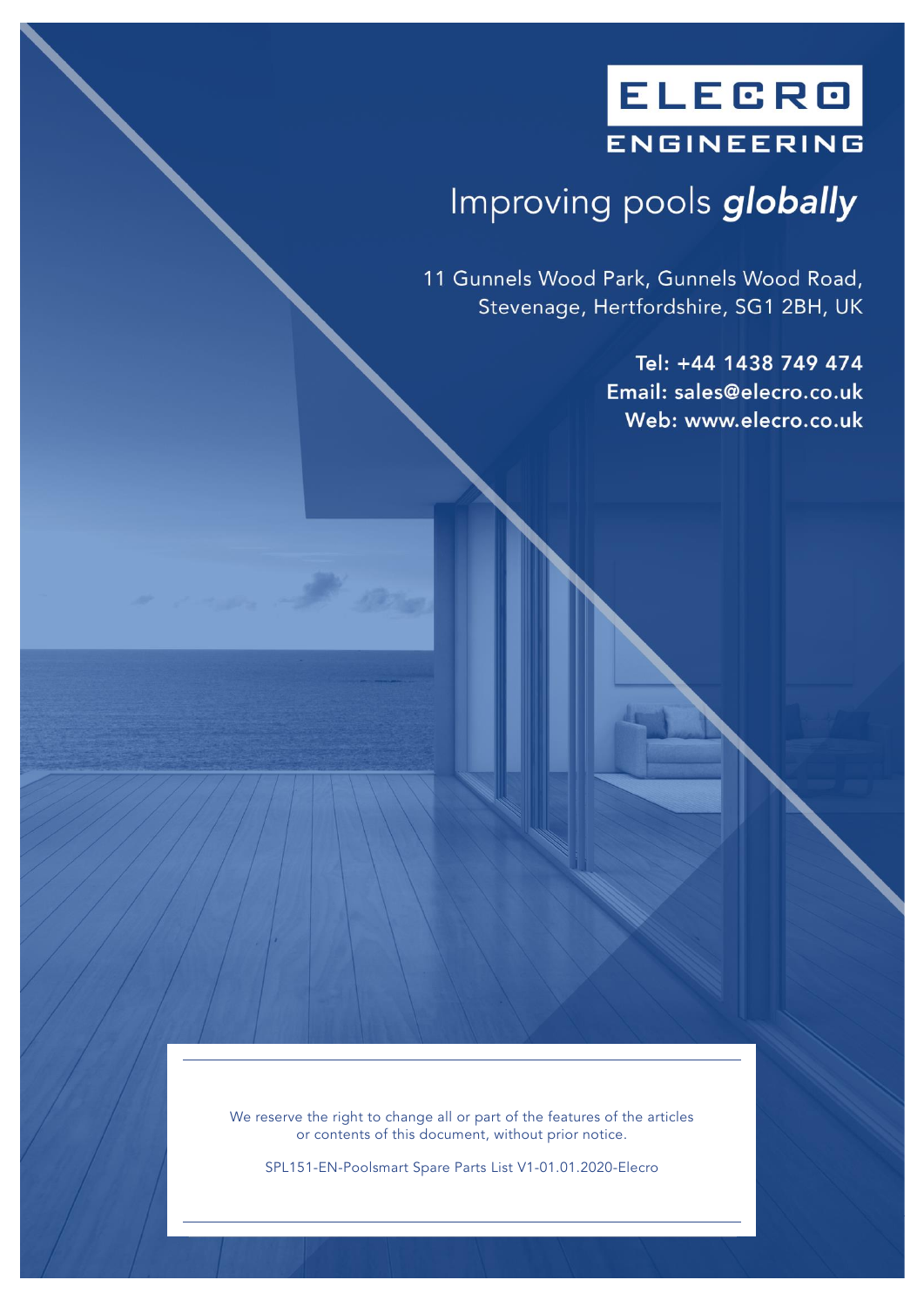ELECRO

ENGINEERING

Improving pools ***globally***

11 Gunnels Wood Park, Gunnels Wood Road,
Stevenage, Hertfordshire, SG1 2BH, UK

Tel: +44 1438 749 474
Email: sales@elecro.co.uk
Web: www.elecro.co.uk

We reserve the right to change all or part of the features of the articles or contents of this document, without prior notice.

SPL151-EN-Poolsmart Spare Parts List V1-01.01.2020-Elecro